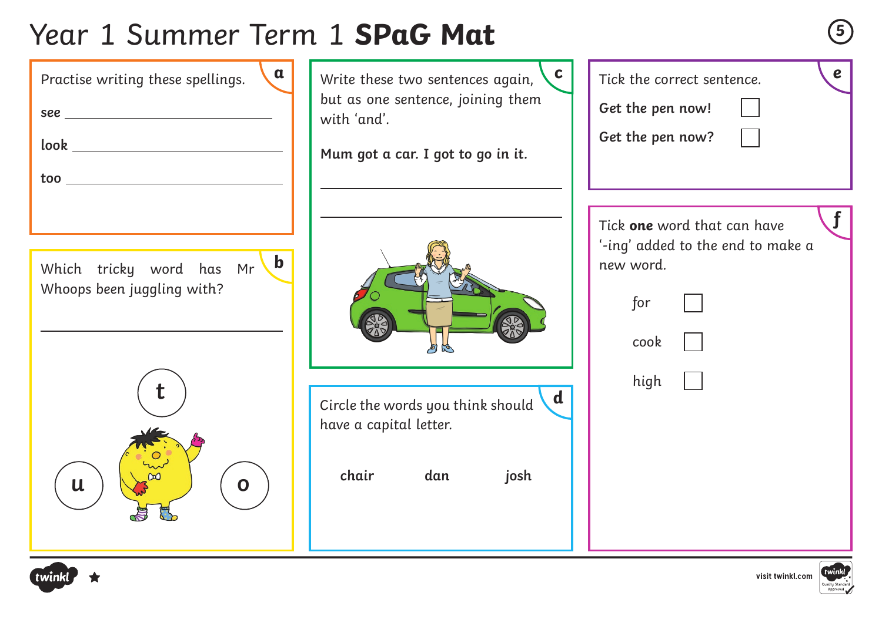# Year 1 Summer Term 1 **SPaG Mat**

## a

Practise writing these spellings.

**see** ______________________

**look** ______________________

**too** ______________________

## b

Which tricky word has Mr Whoops been juggling with?

______________________

t

u

o

## c

Write these two sentences again, but as one sentence, joining them with 'and'.

**Mum got a car. I got to go in it.**

______________________

______________________

## d

Circle the words you think should have a capital letter.

**chair** **dan** **josh**

## e

Tick the correct sentence.

**Get the pen now!** ☐

**Get the pen now?** ☐

## f

Tick **one** word that can have '-ing' added to the end to make a new word.

for ☐

cook ☐

high ☐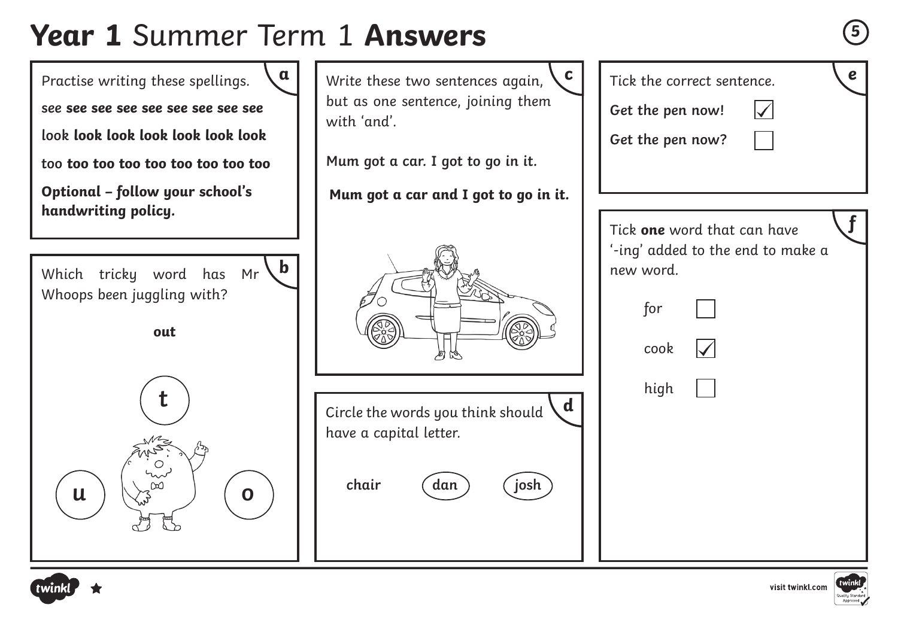# **Year 1** Summer Term 1 **Answers**

## a

Practise writing these spellings.

see **see see see see see see see see**

look **look look look look look look**

too **too too too too too too too too**

**Optional – follow your school's handwriting policy.**

## b

Which tricky word has Mr Whoops been juggling with?

**out**

t

u    o

## c

Write these two sentences again, but as one sentence, joining them with 'and'.

**Mum got a car. I got to go in it.**

**Mum got a car and I got to go in it.**

## d

Circle the words you think should have a capital letter.

**chair** **(dan)** **(josh)**

## e

Tick the correct sentence.

**Get the pen now!** ☑

**Get the pen now?** ☐

## f

Tick **one** word that can have '-ing' added to the end to make a new word.

for ☐

cook ☑

high ☐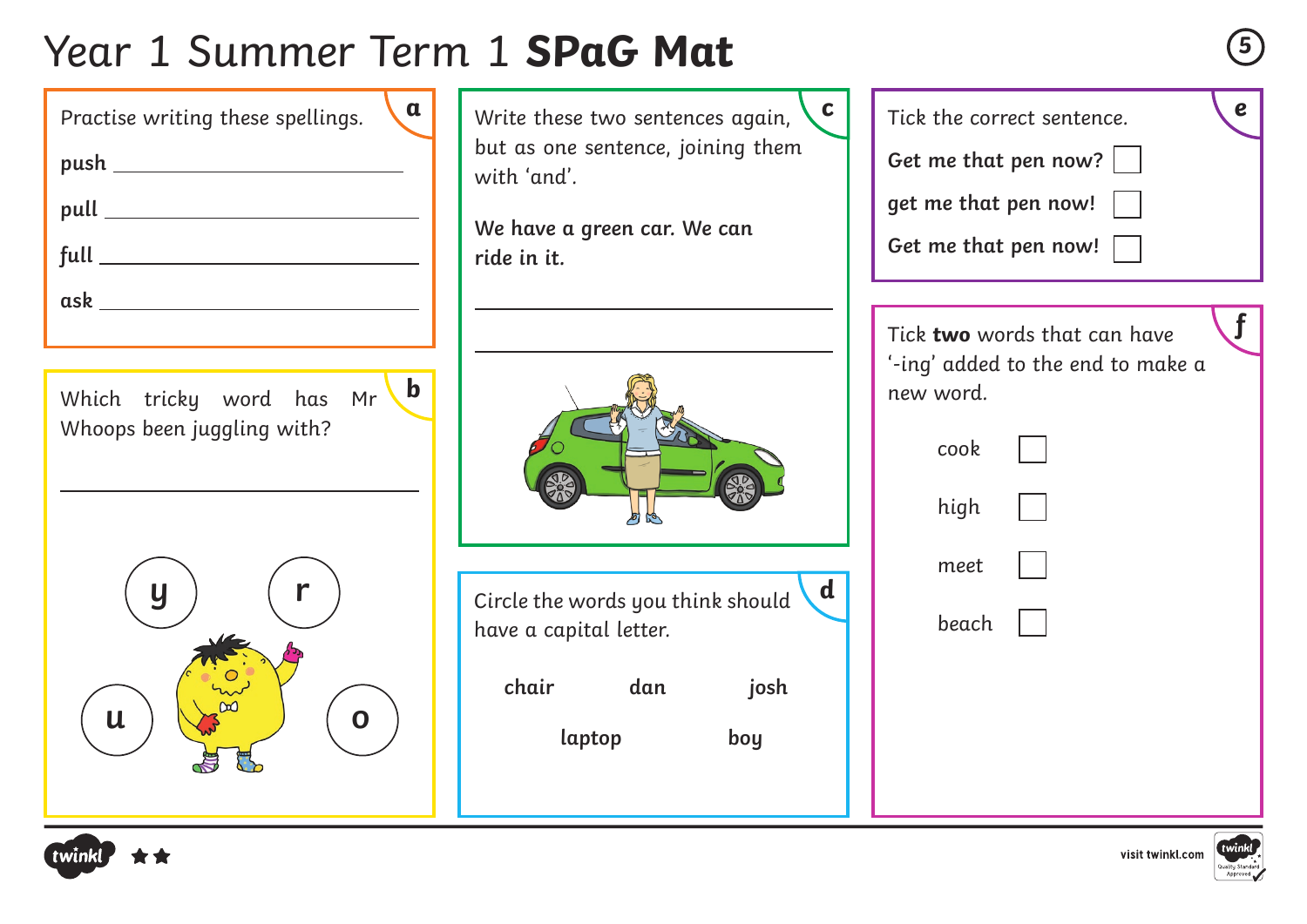# Year 1 Summer Term 1 **SPaG Mat**

## a

Practise writing these spellings.

**push** ______________________

**pull** ______________________

**full** ______________________

**ask** ______________________

## b

Which tricky word has Mr Whoops been juggling with?

______________________

y r u o

## c

Write these two sentences again, but as one sentence, joining them with 'and'.

**We have a green car. We can ride in it.**

______________________

______________________

## d

Circle the words you think should have a capital letter.

**chair** **dan** **josh**

**laptop** **boy**

## e

Tick the correct sentence.

**Get me that pen now?** ☐

**get me that pen now!** ☐

**Get me that pen now!** ☐

## f

Tick **two** words that can have '-ing' added to the end to make a new word.

cook ☐

high ☐

meet ☐

beach ☐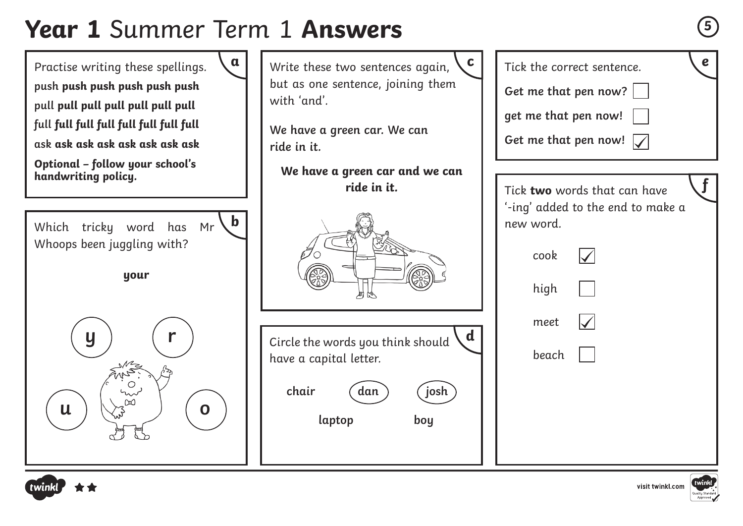# **Year 1** Summer Term 1 **Answers**

**a**

Practise writing these spellings.

push **push push push push push**

pull **pull pull pull pull pull pull**

full **full full full full full full full**

ask **ask ask ask ask ask ask ask**

**Optional – follow your school's handwriting policy.**

**b**

Which tricky word has Mr Whoops been juggling with?

**your**

y r u o

**c**

Write these two sentences again, but as one sentence, joining them with 'and'.

**We have a green car. We can ride in it.**

**We have a green car and we can ride in it.**

**d**

Circle the words you think should have a capital letter.

**chair** (**dan**) (**josh**) **laptop** **boy**

**e**

Tick the correct sentence.

**Get me that pen now?** ☐

**get me that pen now!** ☐

**Get me that pen now!** ☑

**f**

Tick **two** words that can have '-ing' added to the end to make a new word.

cook ☑

high ☐

meet ☑

beach ☐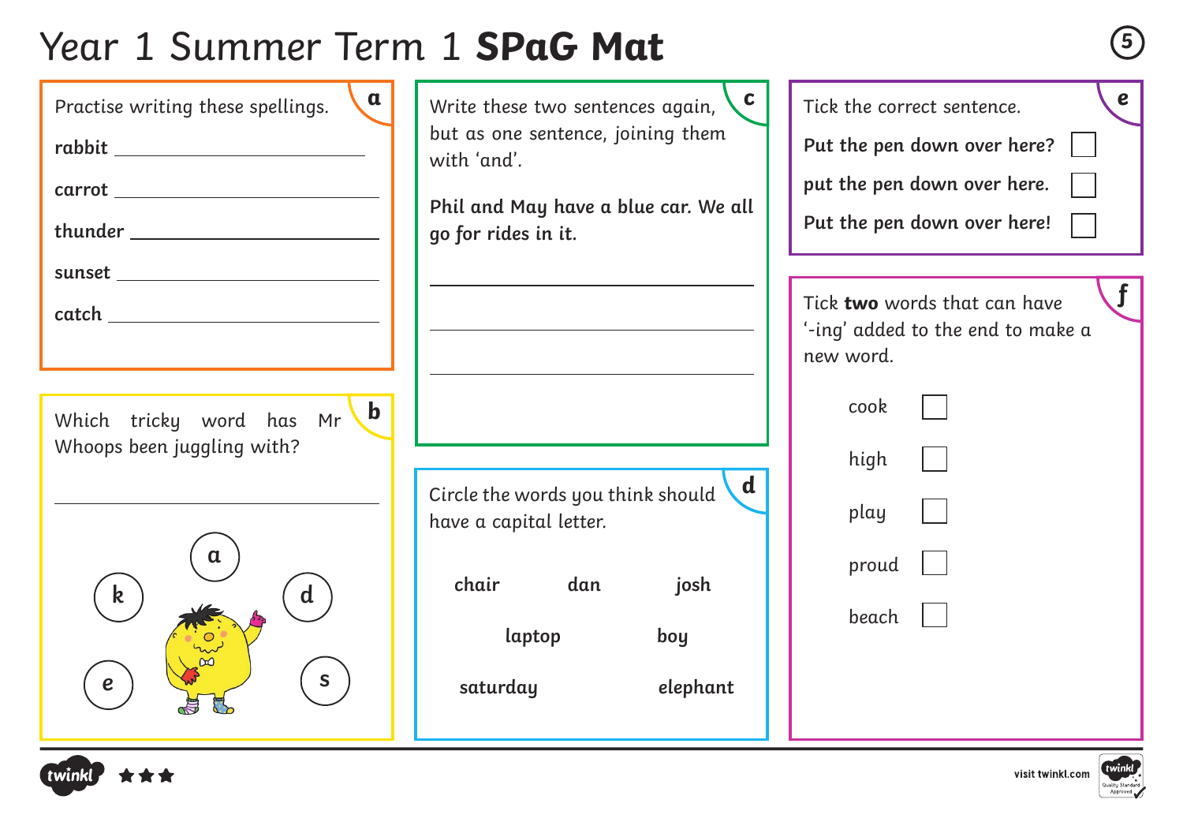# Year 1 Summer Term 1 **SPaG Mat**

## a

Practise writing these spellings.

**rabbit** ______________________

**carrot** ______________________

**thunder** ______________________

**sunset** ______________________

**catch** ______________________

## b

Which tricky word has Mr Whoops been juggling with?

______________________

a  k  d  e  s

## c

Write these two sentences again, but as one sentence, joining them with 'and'.

**Phil and May have a blue car. We all go for rides in it.**

______________________

______________________

______________________

## d

Circle the words you think should have a capital letter.

**chair**  **dan**  **josh**

**laptop**  **boy**

**saturday**  **elephant**

## e

Tick the correct sentence.

**Put the pen down over here?** ☐

**put the pen down over here.** ☐

**Put the pen down over here!** ☐

## f

Tick **two** words that can have '-ing' added to the end to make a new word.

cook ☐

high ☐

play ☐

proud ☐

beach ☐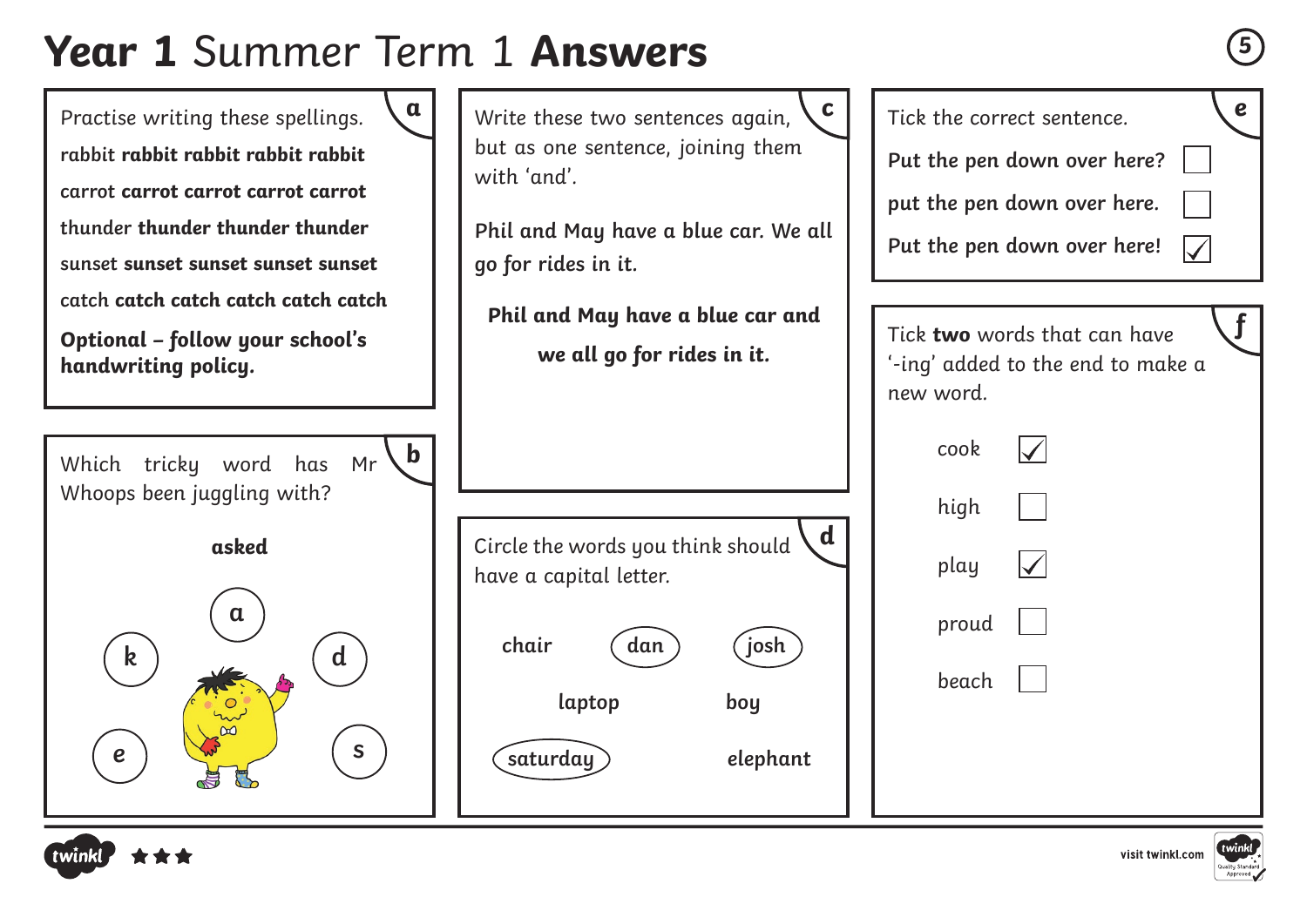# **Year 1** Summer Term 1 **Answers**

## a

Practise writing these spellings.

rabbit **rabbit rabbit rabbit rabbit**

carrot **carrot carrot carrot carrot**

thunder **thunder thunder thunder**

sunset **sunset sunset sunset sunset**

catch **catch catch catch catch catch**

**Optional – follow your school's handwriting policy.**

## b

Which tricky word has Mr Whoops been juggling with?

**asked**

a k d e s

## c

Write these two sentences again, but as one sentence, joining them with 'and'.

Phil and May have a blue car. We all go for rides in it.

**Phil and May have a blue car and we all go for rides in it.**

## d

Circle the words you think should have a capital letter.

chair (dan) (josh)

laptop boy

(saturday) elephant

## e

Tick the correct sentence.

- [ ] Put the pen down over here?
- [ ] put the pen down over here.
- [x] Put the pen down over here!

## f

Tick **two** words that can have '-ing' added to the end to make a new word.

- [x] cook
- [ ] high
- [x] play
- [ ] proud
- [ ] beach